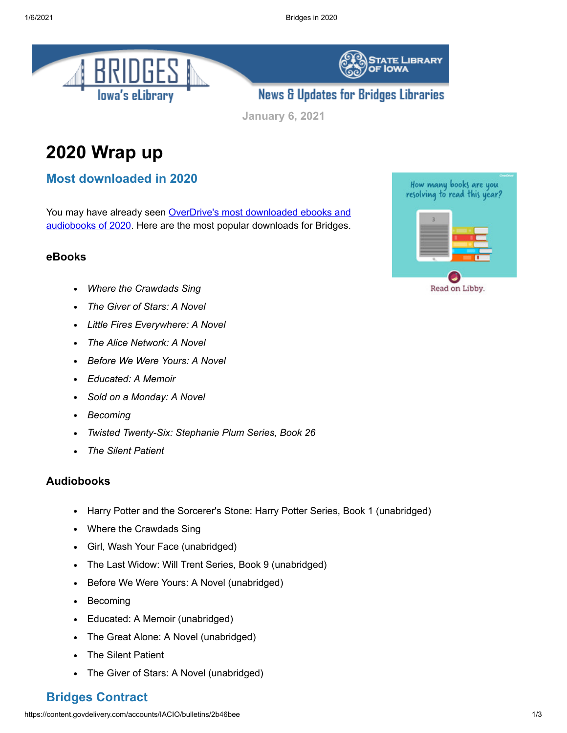# 2020 Wrap up

## Most downloaded in 2020

You may have already seen [OverDrive's most downloaded ebooks and audiobooks of 2020](). Here are the most popular downloads for Bridges.

### eBooks

- *Where the Crawdads Sing*
- *The Giver of Stars: A Novel*
- *Little Fires Everywhere: A Novel*
- *The Alice Network: A Novel*
- *Before We Were Yours: A Novel*
- *Educated: A Memoir*
- *Sold on a Monday: A Novel*
- *Becoming*
- *Twisted Twenty-Six: Stephanie Plum Series, Book 26*
- *The Silent Patient*

### Audiobooks

- Harry Potter and the Sorcerer's Stone: Harry Potter Series, Book 1 (unabridged)
- Where the Crawdads Sing
- Girl, Wash Your Face (unabridged)
- The Last Widow: Will Trent Series, Book 9 (unabridged)
- Before We Were Yours: A Novel (unabridged)
- Becoming
- Educated: A Memoir (unabridged)
- The Great Alone: A Novel (unabridged)
- The Silent Patient
- The Giver of Stars: A Novel (unabridged)

## Bridges Contract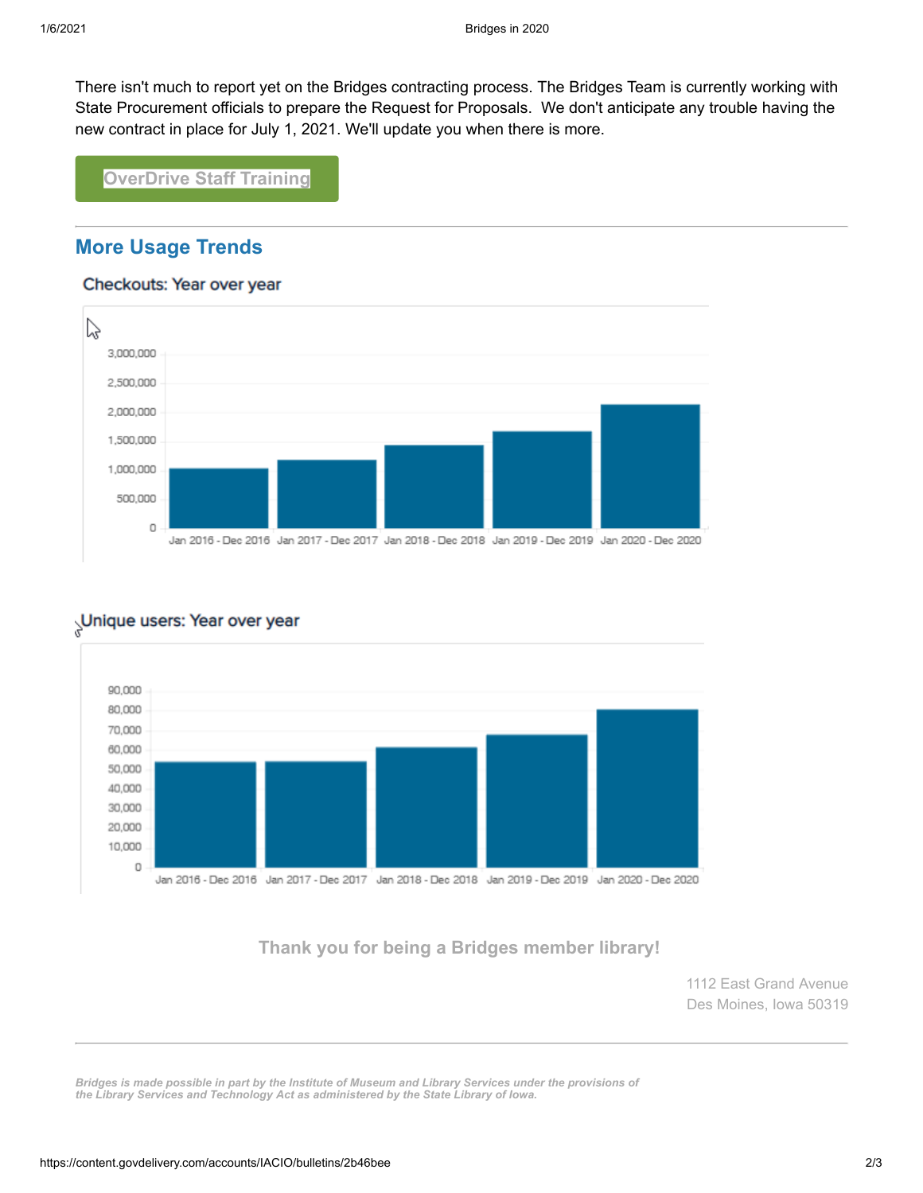There isn't much to report yet on the Bridges contracting process. The Bridges Team is currently working with State Procurement officials to prepare the Request for Proposals. We don't anticipate any trouble having the new contract in place for July 1, 2021. We'll update you when there is more.

**OverDrive Staff Training**

---

## More Usage Trends

### Checkouts: Year over year

### Unique users: Year over year

**Thank you for being a Bridges member library!**

1112 East Grand Avenue
Des Moines, Iowa 50319

---

*Bridges is made possible in part by the Institute of Museum and Library Services under the provisions of the Library Services and Technology Act as administered by the State Library of Iowa.*